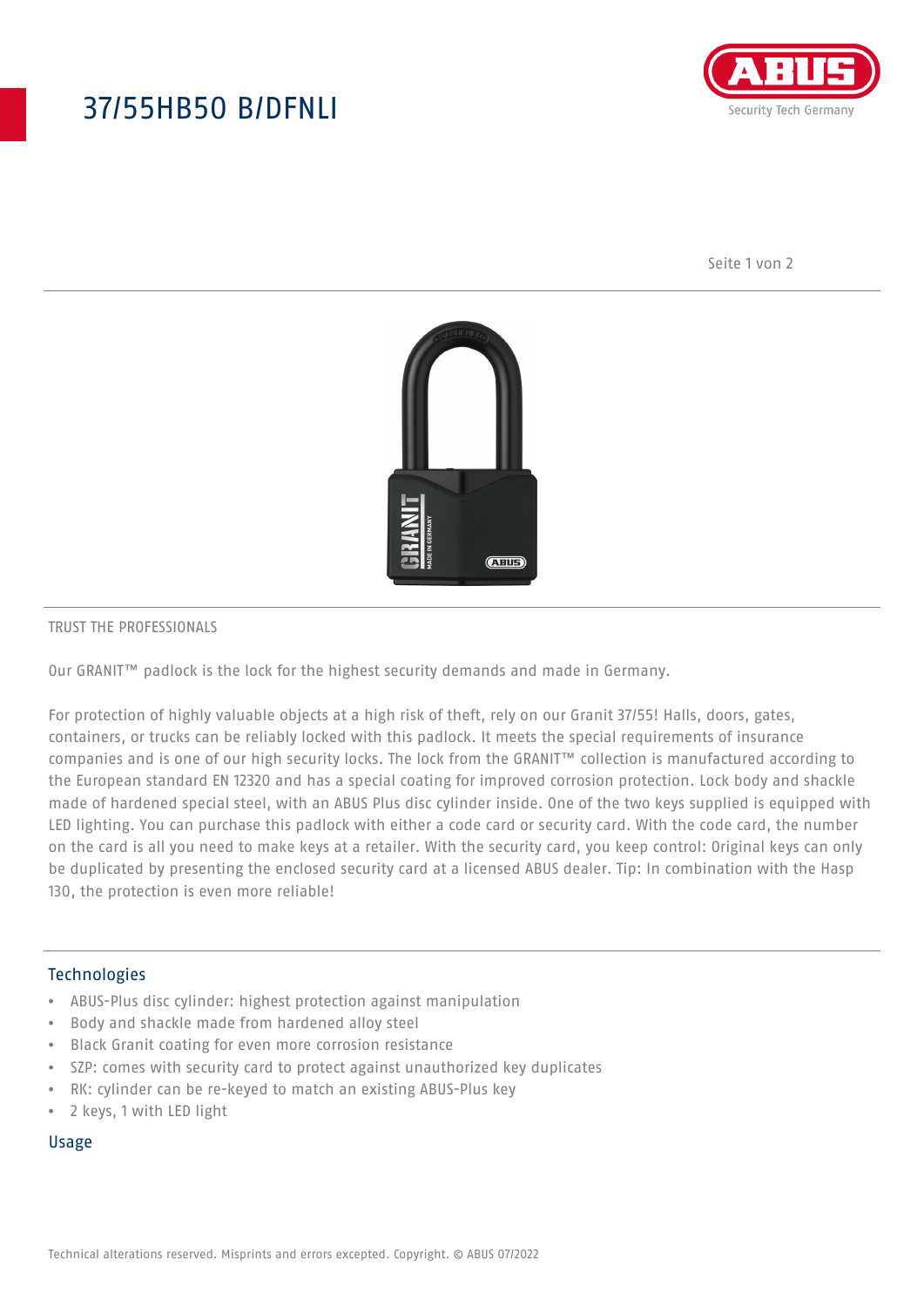# 37/55HB50 B/DFNLI

TRUST THE PROFESSIONALS

Our GRANIT™ padlock is the lock for the highest security demands and made in Germany.

For protection of highly valuable objects at a high risk of theft, rely on our Granit 37/55! Halls, doors, gates, containers, or trucks can be reliably locked with this padlock. It meets the special requirements of insurance companies and is one of our high security locks. The lock from the GRANIT™ collection is manufactured according to the European standard EN 12320 and has a special coating for improved corrosion protection. Lock body and shackle made of hardened special steel, with an ABUS Plus disc cylinder inside. One of the two keys supplied is equipped with LED lighting. You can purchase this padlock with either a code card or security card. With the code card, the number on the card is all you need to make keys at a retailer. With the security card, you keep control: Original keys can only be duplicated by presenting the enclosed security card at a licensed ABUS dealer. Tip: In combination with the Hasp 130, the protection is even more reliable!

## Technologies

- ABUS-Plus disc cylinder: highest protection against manipulation
- Body and shackle made from hardened alloy steel
- Black Granit coating for even more corrosion resistance
- SZP: comes with security card to protect against unauthorized key duplicates
- RK: cylinder can be re-keyed to match an existing ABUS-Plus key
- 2 keys, 1 with LED light

## Usage

Technical alterations reserved. Misprints and errors excepted. Copyright. © ABUS 07/2022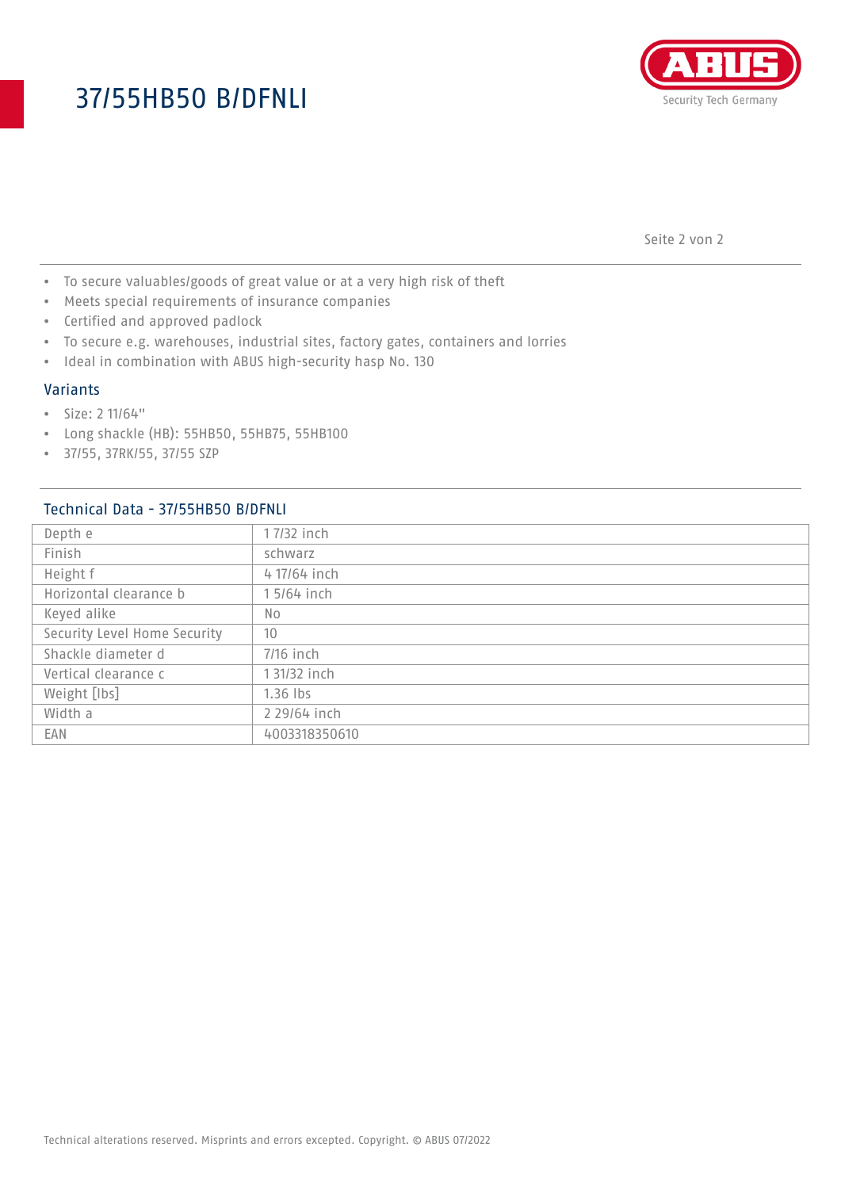# 37/55HB50 B/DFNLI

- To secure valuables/goods of great value or at a very high risk of theft
- Meets special requirements of insurance companies
- Certified and approved padlock
- To secure e.g. warehouses, industrial sites, factory gates, containers and lorries
- Ideal in combination with ABUS high-security hasp No. 130

## Variants

- Size: 2 11/64"
- Long shackle (HB): 55HB50, 55HB75, 55HB100
- 37/55, 37RK/55, 37/55 SZP

## Technical Data - 37/55HB50 B/DFNLI

| | |
|---|---|
| Depth e | 1 7/32 inch |
| Finish | schwarz |
| Height f | 4 17/64 inch |
| Horizontal clearance b | 1 5/64 inch |
| Keyed alike | No |
| Security Level Home Security | 10 |
| Shackle diameter d | 7/16 inch |
| Vertical clearance c | 1 31/32 inch |
| Weight [lbs] | 1.36 lbs |
| Width a | 2 29/64 inch |
| EAN | 4003318350610 |

Technical alterations reserved. Misprints and errors excepted. Copyright. © ABUS 07/2022